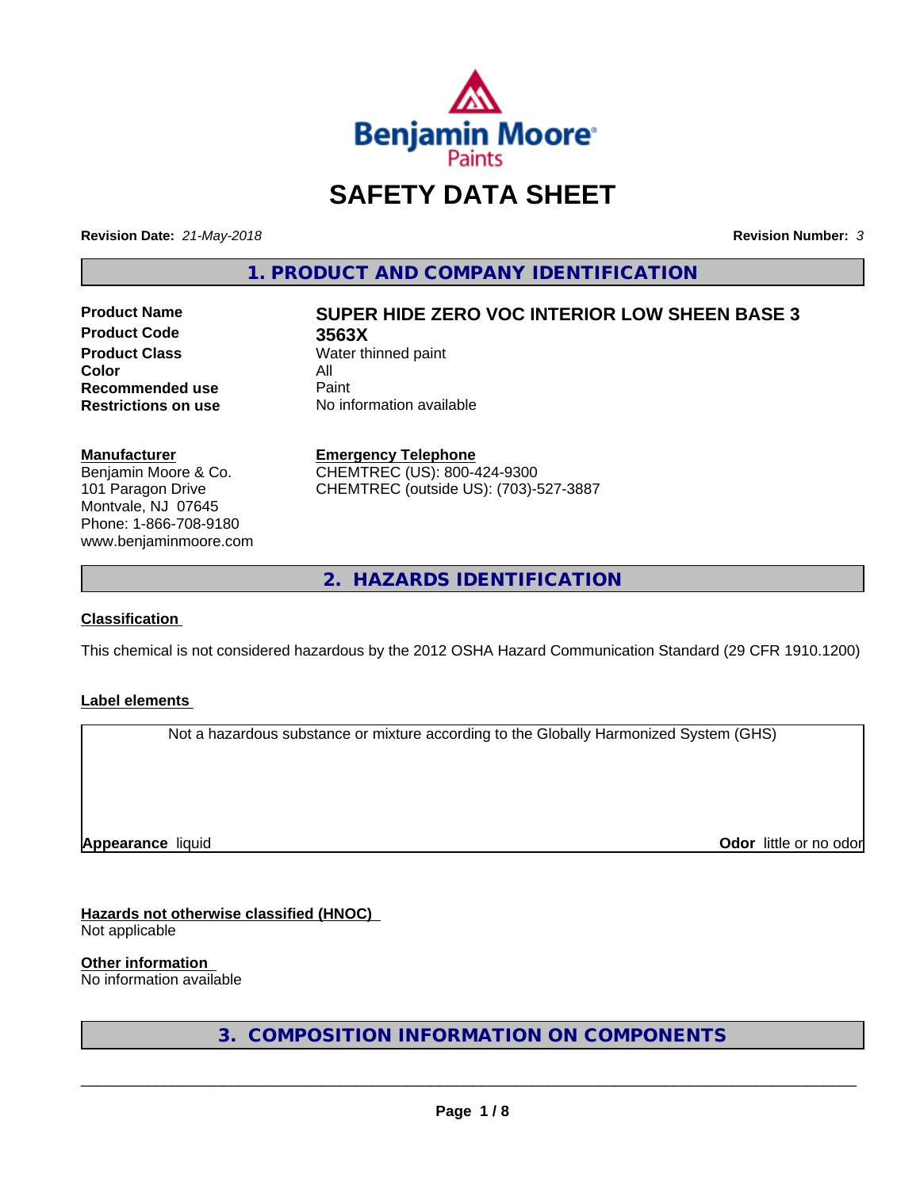Benjamin Moore Paints

# SAFETY DATA SHEET

**Revision Date:** *21-May-2018* **Revision Number:** *3*

## 1. PRODUCT AND COMPANY IDENTIFICATION

| | |
|---|---|
| **Product Name** | **SUPER HIDE ZERO VOC INTERIOR LOW SHEEN BASE 3** |
| **Product Code** | **3563X** |
| **Product Class** | Water thinned paint |
| **Color** | All |
| **Recommended use** | Paint |
| **Restrictions on use** | No information available |

**Manufacturer**
Benjamin Moore & Co.
101 Paragon Drive
Montvale, NJ 07645
Phone: 1-866-708-9180
www.benjaminmoore.com

**Emergency Telephone**
CHEMTREC (US): 800-424-9300
CHEMTREC (outside US): (703)-527-3887

## 2. HAZARDS IDENTIFICATION

### Classification

This chemical is not considered hazardous by the 2012 OSHA Hazard Communication Standard (29 CFR 1910.1200)

### Label elements

Not a hazardous substance or mixture according to the Globally Harmonized System (GHS)

**Appearance** liquid **Odor** little or no odor

### Hazards not otherwise classified (HNOC)

Not applicable

### Other information

No information available

## 3. COMPOSITION INFORMATION ON COMPONENTS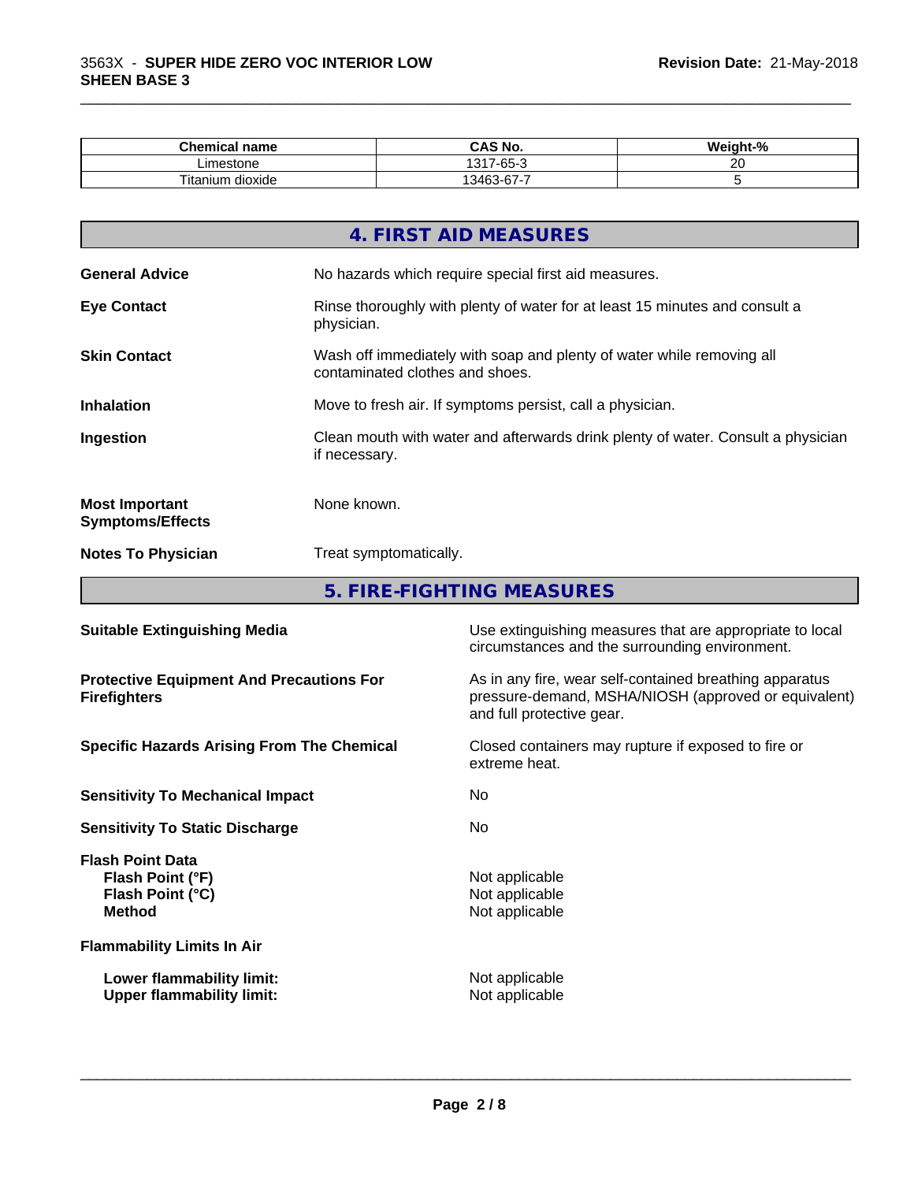| Chemical name | CAS No. | Weight-% |
| --- | --- | --- |
| Limestone | 1317-65-3 | 20 |
| Titanium dioxide | 13463-67-7 | 5 |

## 4. FIRST AID MEASURES

**General Advice** No hazards which require special first aid measures.

**Eye Contact** Rinse thoroughly with plenty of water for at least 15 minutes and consult a physician.

**Skin Contact** Wash off immediately with soap and plenty of water while removing all contaminated clothes and shoes.

**Inhalation** Move to fresh air. If symptoms persist, call a physician.

**Ingestion** Clean mouth with water and afterwards drink plenty of water. Consult a physician if necessary.

**Most Important Symptoms/Effects** None known.

**Notes To Physician** Treat symptomatically.

## 5. FIRE-FIGHTING MEASURES

**Suitable Extinguishing Media** Use extinguishing measures that are appropriate to local circumstances and the surrounding environment.

**Protective Equipment And Precautions For Firefighters** As in any fire, wear self-contained breathing apparatus pressure-demand, MSHA/NIOSH (approved or equivalent) and full protective gear.

**Specific Hazards Arising From The Chemical** Closed containers may rupture if exposed to fire or extreme heat.

**Sensitivity To Mechanical Impact** No

**Sensitivity To Static Discharge** No

**Flash Point Data**
**Flash Point (°F)** Not applicable
**Flash Point (°C)** Not applicable
**Method** Not applicable

**Flammability Limits In Air**

**Lower flammability limit:** Not applicable
**Upper flammability limit:** Not applicable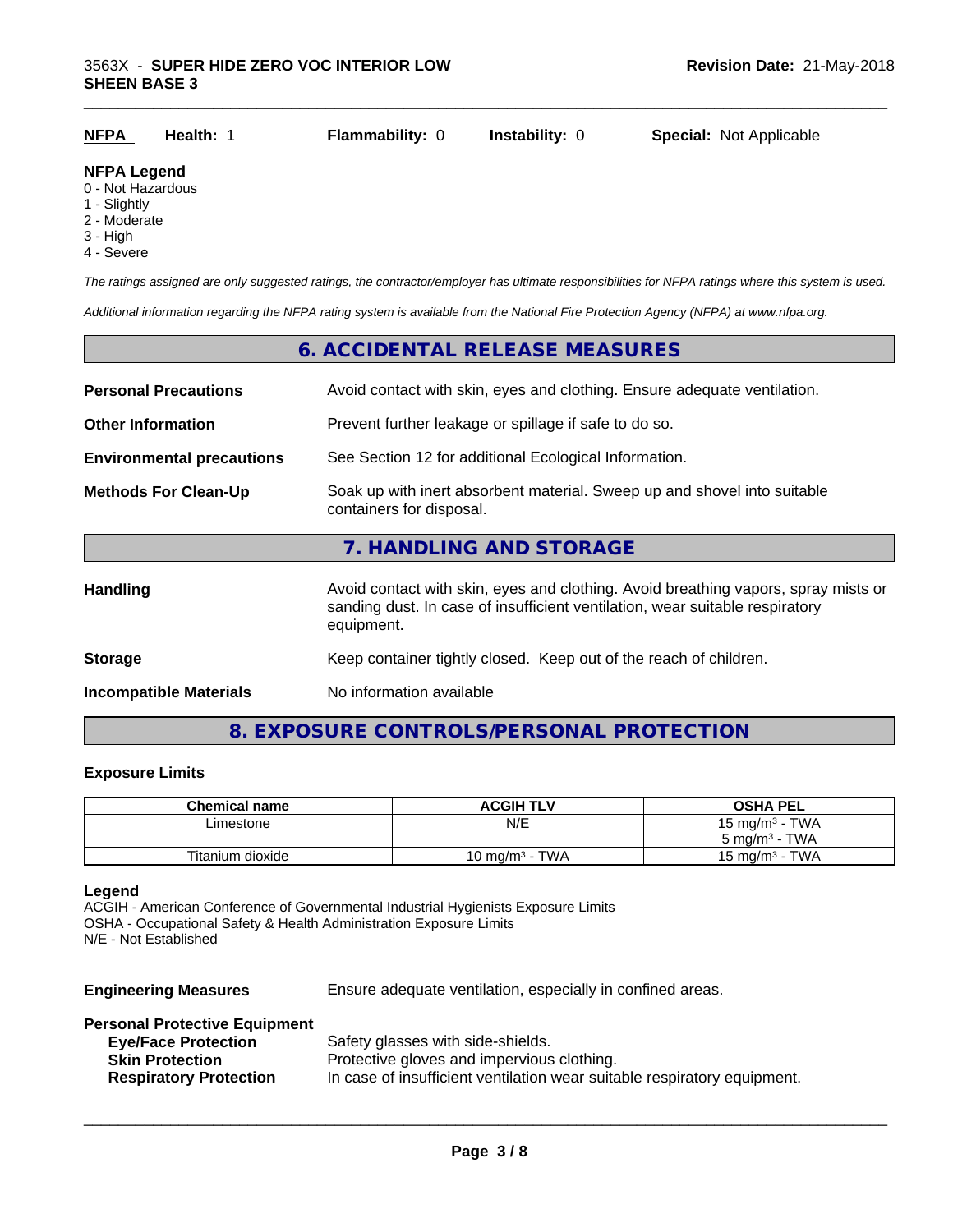| NFPA | Health: 1 | Flammability: 0 | Instability: 0 | Special: Not Applicable |
|---|---|---|---|---|

**NFPA Legend**
0 - Not Hazardous
1 - Slightly
2 - Moderate
3 - High
4 - Severe

*The ratings assigned are only suggested ratings, the contractor/employer has ultimate responsibilities for NFPA ratings where this system is used.*

*Additional information regarding the NFPA rating system is available from the National Fire Protection Agency (NFPA) at www.nfpa.org.*

## 6. ACCIDENTAL RELEASE MEASURES

**Personal Precautions** Avoid contact with skin, eyes and clothing. Ensure adequate ventilation.

**Other Information** Prevent further leakage or spillage if safe to do so.

**Environmental precautions** See Section 12 for additional Ecological Information.

**Methods For Clean-Up** Soak up with inert absorbent material. Sweep up and shovel into suitable containers for disposal.

## 7. HANDLING AND STORAGE

**Handling** Avoid contact with skin, eyes and clothing. Avoid breathing vapors, spray mists or sanding dust. In case of insufficient ventilation, wear suitable respiratory equipment.

**Storage** Keep container tightly closed. Keep out of the reach of children.

**Incompatible Materials** No information available

## 8. EXPOSURE CONTROLS/PERSONAL PROTECTION

**Exposure Limits**

| Chemical name | ACGIH TLV | OSHA PEL |
|---|---|---|
| Limestone | N/E | 15 mg/m³ - TWA<br>5 mg/m³ - TWA |
| Titanium dioxide | 10 mg/m³ - TWA | 15 mg/m³ - TWA |

**Legend**
ACGIH - American Conference of Governmental Industrial Hygienists Exposure Limits
OSHA - Occupational Safety & Health Administration Exposure Limits
N/E - Not Established

**Engineering Measures** Ensure adequate ventilation, especially in confined areas.

**Personal Protective Equipment**
- **Eye/Face Protection** Safety glasses with side-shields.
- **Skin Protection** Protective gloves and impervious clothing.
- **Respiratory Protection** In case of insufficient ventilation wear suitable respiratory equipment.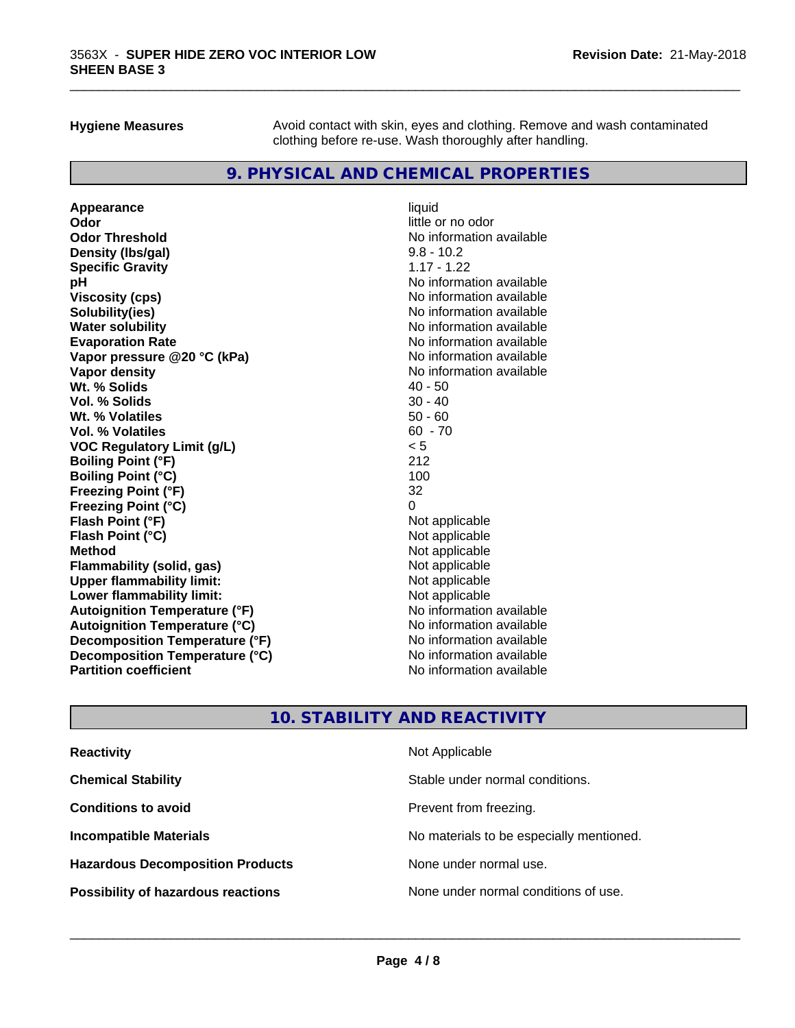**Hygiene Measures** Avoid contact with skin, eyes and clothing. Remove and wash contaminated clothing before re-use. Wash thoroughly after handling.

## 9. PHYSICAL AND CHEMICAL PROPERTIES

| | |
|---|---|
| **Appearance** | liquid |
| **Odor** | little or no odor |
| **Odor Threshold** | No information available |
| **Density (lbs/gal)** | 9.8 - 10.2 |
| **Specific Gravity** | 1.17 - 1.22 |
| **pH** | No information available |
| **Viscosity (cps)** | No information available |
| **Solubility(ies)** | No information available |
| **Water solubility** | No information available |
| **Evaporation Rate** | No information available |
| **Vapor pressure @20 °C (kPa)** | No information available |
| **Vapor density** | No information available |
| **Wt. % Solids** | 40 - 50 |
| **Vol. % Solids** | 30 - 40 |
| **Wt. % Volatiles** | 50 - 60 |
| **Vol. % Volatiles** | 60 - 70 |
| **VOC Regulatory Limit (g/L)** | < 5 |
| **Boiling Point (°F)** | 212 |
| **Boiling Point (°C)** | 100 |
| **Freezing Point (°F)** | 32 |
| **Freezing Point (°C)** | 0 |
| **Flash Point (°F)** | Not applicable |
| **Flash Point (°C)** | Not applicable |
| **Method** | Not applicable |
| **Flammability (solid, gas)** | Not applicable |
| **Upper flammability limit:** | Not applicable |
| **Lower flammability limit:** | Not applicable |
| **Autoignition Temperature (°F)** | No information available |
| **Autoignition Temperature (°C)** | No information available |
| **Decomposition Temperature (°F)** | No information available |
| **Decomposition Temperature (°C)** | No information available |
| **Partition coefficient** | No information available |

## 10. STABILITY AND REACTIVITY

| | |
|---|---|
| **Reactivity** | Not Applicable |
| **Chemical Stability** | Stable under normal conditions. |
| **Conditions to avoid** | Prevent from freezing. |
| **Incompatible Materials** | No materials to be especially mentioned. |
| **Hazardous Decomposition Products** | None under normal use. |
| **Possibility of hazardous reactions** | None under normal conditions of use. |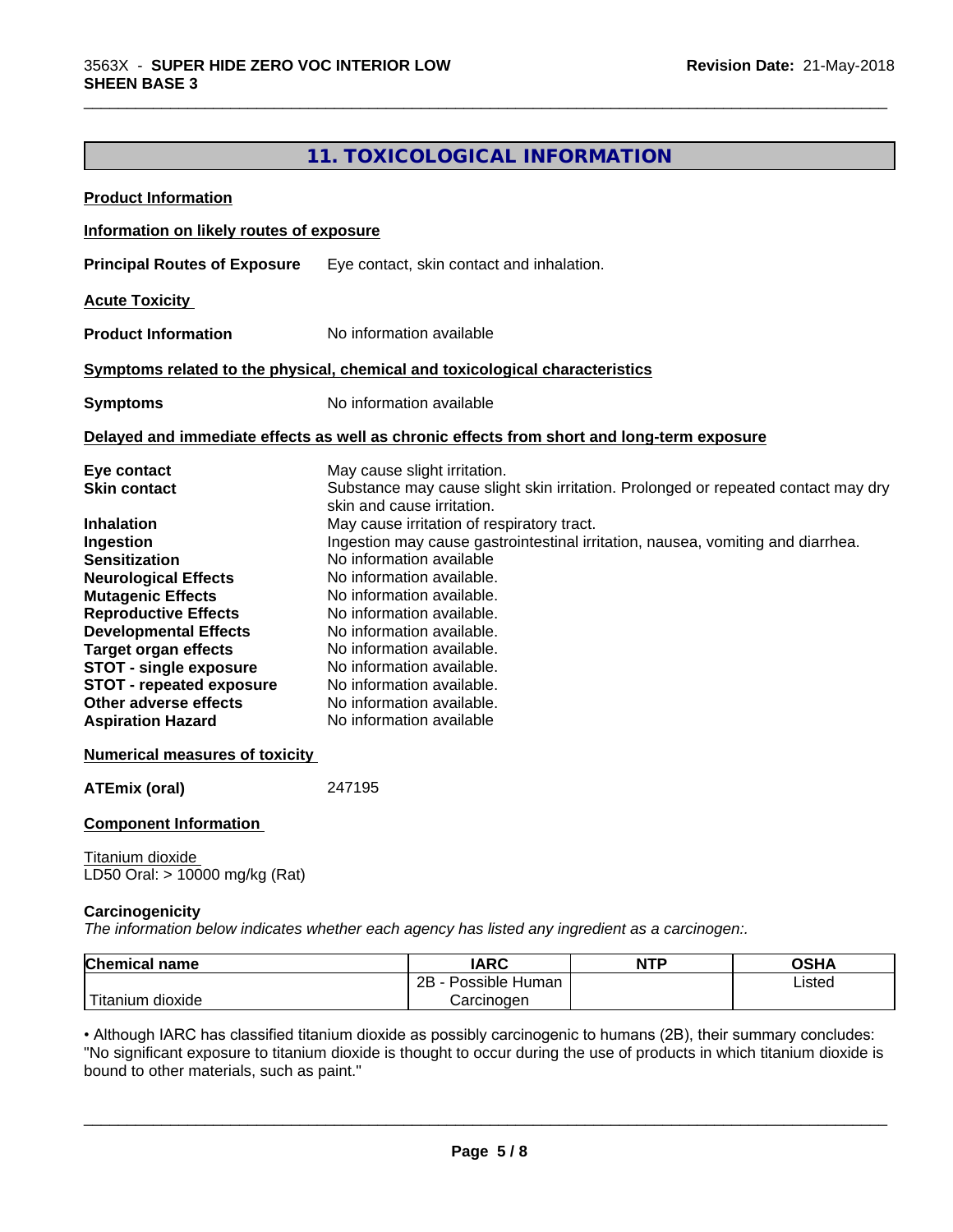## 11. TOXICOLOGICAL INFORMATION

**Product Information**

**Information on likely routes of exposure**

**Principal Routes of Exposure** Eye contact, skin contact and inhalation.

**Acute Toxicity**

**Product Information** No information available

**Symptoms related to the physical, chemical and toxicological characteristics**

**Symptoms** No information available

**Delayed and immediate effects as well as chronic effects from short and long-term exposure**

**Eye contact** May cause slight irritation.
**Skin contact** Substance may cause slight skin irritation. Prolonged or repeated contact may dry skin and cause irritation.
**Inhalation** May cause irritation of respiratory tract.
**Ingestion** Ingestion may cause gastrointestinal irritation, nausea, vomiting and diarrhea.
**Sensitization** No information available
**Neurological Effects** No information available.
**Mutagenic Effects** No information available.
**Reproductive Effects** No information available.
**Developmental Effects** No information available.
**Target organ effects** No information available.
**STOT - single exposure** No information available.
**STOT - repeated exposure** No information available.
**Other adverse effects** No information available.
**Aspiration Hazard** No information available

**Numerical measures of toxicity**

**ATEmix (oral)** 247195

**Component Information**

Titanium dioxide
LD50 Oral: > 10000 mg/kg (Rat)

**Carcinogenicity**

*The information below indicates whether each agency has listed any ingredient as a carcinogen:.*

| Chemical name | IARC | NTP | OSHA |
|---|---|---|---|
| Titanium dioxide | 2B - Possible Human Carcinogen | | Listed |

• Although IARC has classified titanium dioxide as possibly carcinogenic to humans (2B), their summary concludes: "No significant exposure to titanium dioxide is thought to occur during the use of products in which titanium dioxide is bound to other materials, such as paint."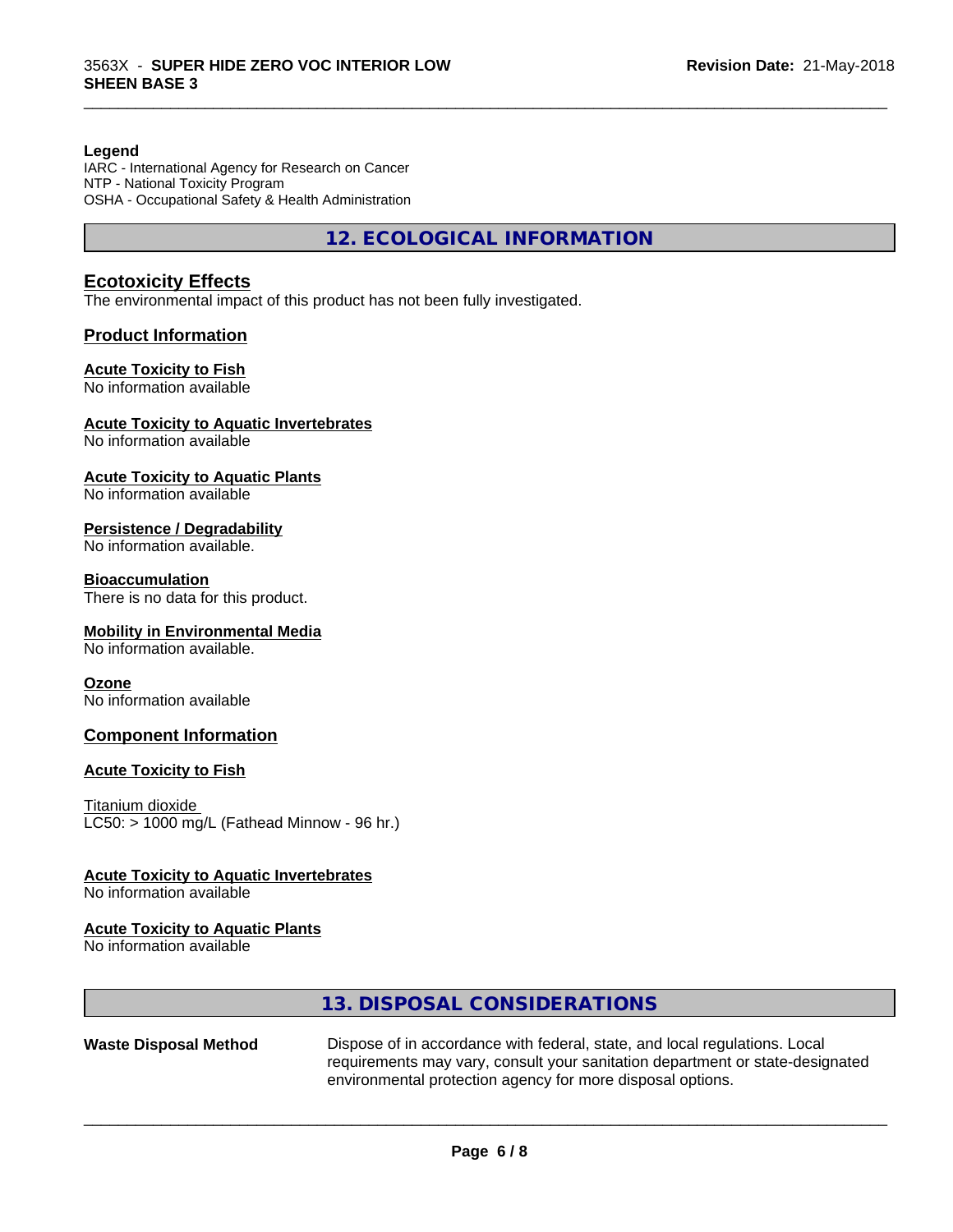**Legend**
IARC - International Agency for Research on Cancer
NTP - National Toxicity Program
OSHA - Occupational Safety & Health Administration

## 12. ECOLOGICAL INFORMATION

### Ecotoxicity Effects

The environmental impact of this product has not been fully investigated.

### Product Information

**Acute Toxicity to Fish**
No information available

**Acute Toxicity to Aquatic Invertebrates**
No information available

**Acute Toxicity to Aquatic Plants**
No information available

**Persistence / Degradability**
No information available.

**Bioaccumulation**
There is no data for this product.

**Mobility in Environmental Media**
No information available.

**Ozone**
No information available

### Component Information

**Acute Toxicity to Fish**

Titanium dioxide
LC50: > 1000 mg/L (Fathead Minnow - 96 hr.)

**Acute Toxicity to Aquatic Invertebrates**
No information available

**Acute Toxicity to Aquatic Plants**
No information available

## 13. DISPOSAL CONSIDERATIONS

**Waste Disposal Method** Dispose of in accordance with federal, state, and local regulations. Local requirements may vary, consult your sanitation department or state-designated environmental protection agency for more disposal options.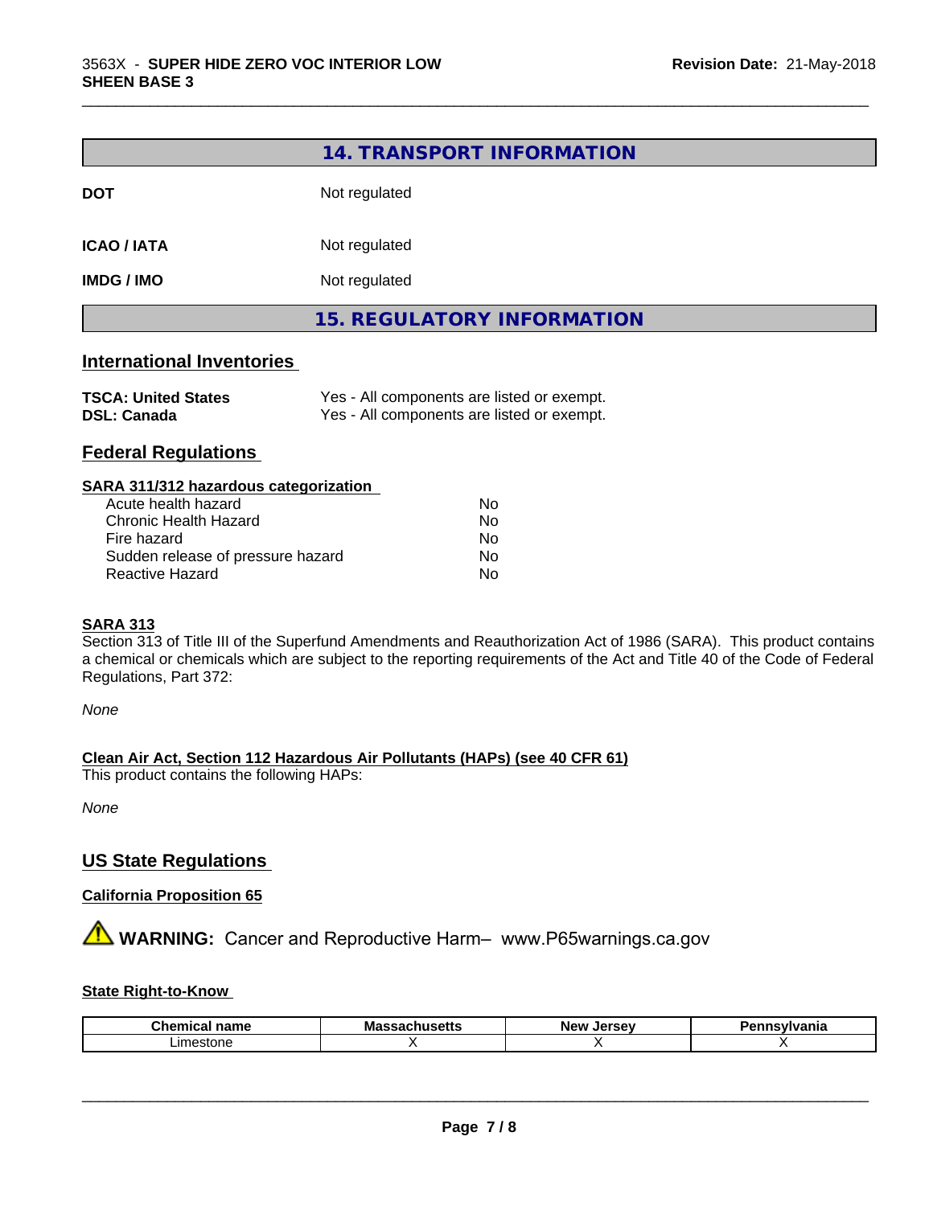## 14. TRANSPORT INFORMATION

**DOT** Not regulated

**ICAO / IATA** Not regulated

**IMDG / IMO** Not regulated

## 15. REGULATORY INFORMATION

### International Inventories

**TSCA: United States** Yes - All components are listed or exempt.
**DSL: Canada** Yes - All components are listed or exempt.

### Federal Regulations

**SARA 311/312 hazardous categorization**

| | |
|---|---|
| Acute health hazard | No |
| Chronic Health Hazard | No |
| Fire hazard | No |
| Sudden release of pressure hazard | No |
| Reactive Hazard | No |

**SARA 313**

Section 313 of Title III of the Superfund Amendments and Reauthorization Act of 1986 (SARA). This product contains a chemical or chemicals which are subject to the reporting requirements of the Act and Title 40 of the Code of Federal Regulations, Part 372:

*None*

**Clean Air Act, Section 112 Hazardous Air Pollutants (HAPs) (see 40 CFR 61)**

This product contains the following HAPs:

*None*

### US State Regulations

**California Proposition 65**

⚠ **WARNING:** Cancer and Reproductive Harm– www.P65warnings.ca.gov

**State Right-to-Know**

| Chemical name | Massachusetts | New Jersey | Pennsylvania |
|---|---|---|---|
| Limestone | X | X | X |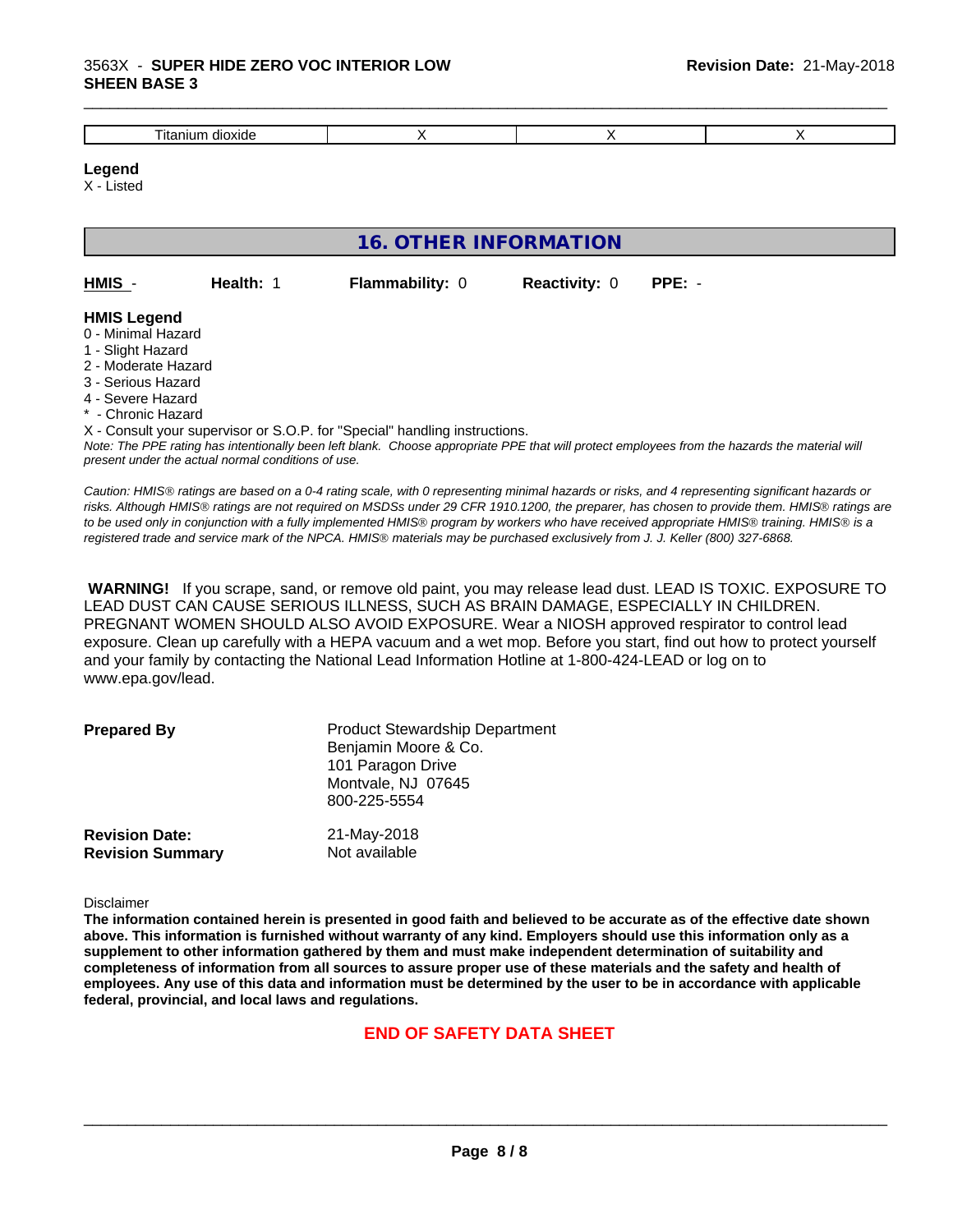| | | | |
|---|---|---|---|
| Titanium dioxide | X | X | X |

**Legend**

X - Listed

# 16. OTHER INFORMATION

**HMIS** - **Health:** 1 **Flammability:** 0 **Reactivity:** 0 **PPE:** -

**HMIS Legend**

0 - Minimal Hazard
1 - Slight Hazard
2 - Moderate Hazard
3 - Serious Hazard
4 - Severe Hazard
* - Chronic Hazard
X - Consult your supervisor or S.O.P. for "Special" handling instructions.

*Note: The PPE rating has intentionally been left blank. Choose appropriate PPE that will protect employees from the hazards the material will present under the actual normal conditions of use.*

*Caution: HMIS® ratings are based on a 0-4 rating scale, with 0 representing minimal hazards or risks, and 4 representing significant hazards or risks. Although HMIS® ratings are not required on MSDSs under 29 CFR 1910.1200, the preparer, has chosen to provide them. HMIS® ratings are to be used only in conjunction with a fully implemented HMIS® program by workers who have received appropriate HMIS® training. HMIS® is a registered trade and service mark of the NPCA. HMIS® materials may be purchased exclusively from J. J. Keller (800) 327-6868.*

**WARNING!** If you scrape, sand, or remove old paint, you may release lead dust. LEAD IS TOXIC. EXPOSURE TO LEAD DUST CAN CAUSE SERIOUS ILLNESS, SUCH AS BRAIN DAMAGE, ESPECIALLY IN CHILDREN. PREGNANT WOMEN SHOULD ALSO AVOID EXPOSURE. Wear a NIOSH approved respirator to control lead exposure. Clean up carefully with a HEPA vacuum and a wet mop. Before you start, find out how to protect yourself and your family by contacting the National Lead Information Hotline at 1-800-424-LEAD or log on to www.epa.gov/lead.

**Prepared By**
Product Stewardship Department
Benjamin Moore & Co.
101 Paragon Drive
Montvale, NJ 07645
800-225-5554

**Revision Date:** 21-May-2018
**Revision Summary** Not available

Disclaimer

**The information contained herein is presented in good faith and believed to be accurate as of the effective date shown above. This information is furnished without warranty of any kind. Employers should use this information only as a supplement to other information gathered by them and must make independent determination of suitability and completeness of information from all sources to assure proper use of these materials and the safety and health of employees. Any use of this data and information must be determined by the user to be in accordance with applicable federal, provincial, and local laws and regulations.**

**END OF SAFETY DATA SHEET**